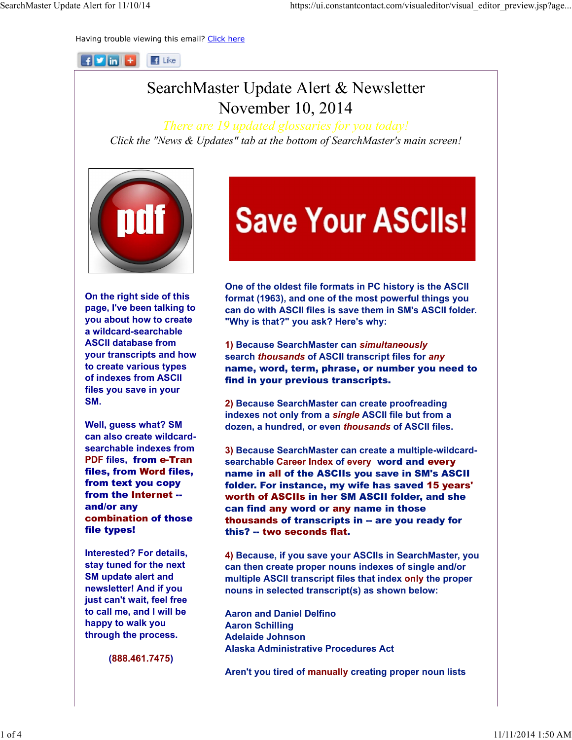Having trouble viewing this email? Click here

# SearchMaster Update Alert & Newsletter
# November 10, 2014

*There are 19 updated glossaries for you today!*

*Click the "News & Updates" tab at the bottom of SearchMaster's main screen!*

**On the right side of this page, I've been talking to you about how to create a wildcard-searchable ASCII database from your transcripts and how to create various types of indexes from ASCII files you save in your SM.**

**Well, guess what? SM can also create wildcard-searchable indexes from PDF files, from e-Tran files, from Word files, from text you copy from the Internet -- and/or any combination of those file types!**

**Interested? For details, stay tuned for the next SM update alert and newsletter! And if you just can't wait, feel free to call me, and I will be happy to walk you through the process.**

**(888.461.7475)**

## Save Your ASCIIs!

**One of the oldest file formats in PC history is the ASCII format (1963), and one of the most powerful things you can do with ASCII files is save them in SM's ASCII folder. "Why is that?" you ask? Here's why:**

**1) Because SearchMaster can *simultaneously* search *thousands* of ASCII transcript files for *any* name, word, term, phrase, or number you need to find in your previous transcripts.**

**2) Because SearchMaster can create proofreading indexes not only from a *single* ASCII file but from a dozen, a hundred, or even *thousands* of ASCII files.**

**3) Because SearchMaster can create a multiple-wildcard-searchable Career Index of every word and every name in all of the ASCIIs you save in SM's ASCII folder. For instance, my wife has saved 15 years' worth of ASCIIs in her SM ASCII folder, and she can find any word or any name in those thousands of transcripts in -- are you ready for this? -- two seconds flat.**

**4) Because, if you save your ASCIIs in SearchMaster, you can then create proper nouns indexes of single and/or multiple ASCII transcript files that index only the proper nouns in selected transcript(s) as shown below:**

**Aaron and Daniel Delfino**
**Aaron Schilling**
**Adelaide Johnson**
**Alaska Administrative Procedures Act**

**Aren't you tired of manually creating proper noun lists**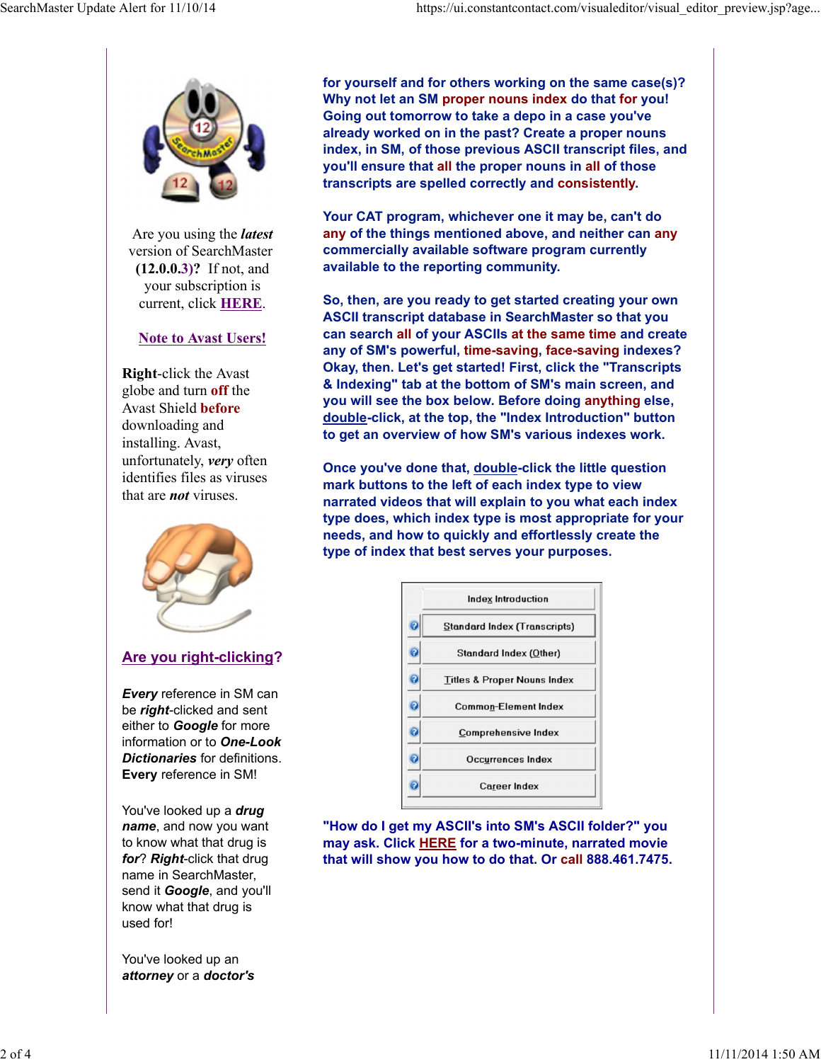Are you using the ***latest*** version of SearchMaster **(12.0.0.3)?** If not, and your subscription is current, click **HERE**.

**Note to Avast Users!**

**Right**-click the Avast globe and turn **off** the Avast Shield **before** downloading and installing. Avast, unfortunately, ***very*** often identifies files as viruses that are ***not*** viruses.

## Are you right-clicking?

***Every*** reference in SM can be ***right***-clicked and sent either to ***Google*** for more information or to ***One-Look Dictionaries*** for definitions. **Every** reference in SM!

You've looked up a ***drug name***, and now you want to know what that drug is ***for***? ***Right***-click that drug name in SearchMaster, send it ***Google***, and you'll know what that drug is used for!

You've looked up an ***attorney*** or a ***doctor's***

**for yourself and for others working on the same case(s)? Why not let an SM proper nouns index do that for you! Going out tomorrow to take a depo in a case you've already worked on in the past? Create a proper nouns index, in SM, of those previous ASCII transcript files, and you'll ensure that all the proper nouns in all of those transcripts are spelled correctly and consistently.**

**Your CAT program, whichever one it may be, can't do any of the things mentioned above, and neither can any commercially available software program currently available to the reporting community.**

**So, then, are you ready to get started creating your own ASCII transcript database in SearchMaster so that you can search all of your ASCIIs at the same time and create any of SM's powerful, time-saving, face-saving indexes? Okay, then. Let's get started! First, click the "Transcripts & Indexing" tab at the bottom of SM's main screen, and you will see the box below. Before doing anything else, double-click, at the top, the "Index Introduction" button to get an overview of how SM's various indexes work.**

**Once you've done that, double-click the little question mark buttons to the left of each index type to view narrated videos that will explain to you what each index type does, which index type is most appropriate for your needs, and how to quickly and effortlessly create the type of index that best serves your purposes.**

- Index Introduction
- Standard Index (Transcripts)
- Standard Index (Other)
- Titles & Proper Nouns Index
- Common-Element Index
- Comprehensive Index
- Occurrences Index
- Career Index

**"How do I get my ASCII's into SM's ASCII folder?" you may ask. Click HERE for a two-minute, narrated movie that will show you how to do that. Or call 888.461.7475.**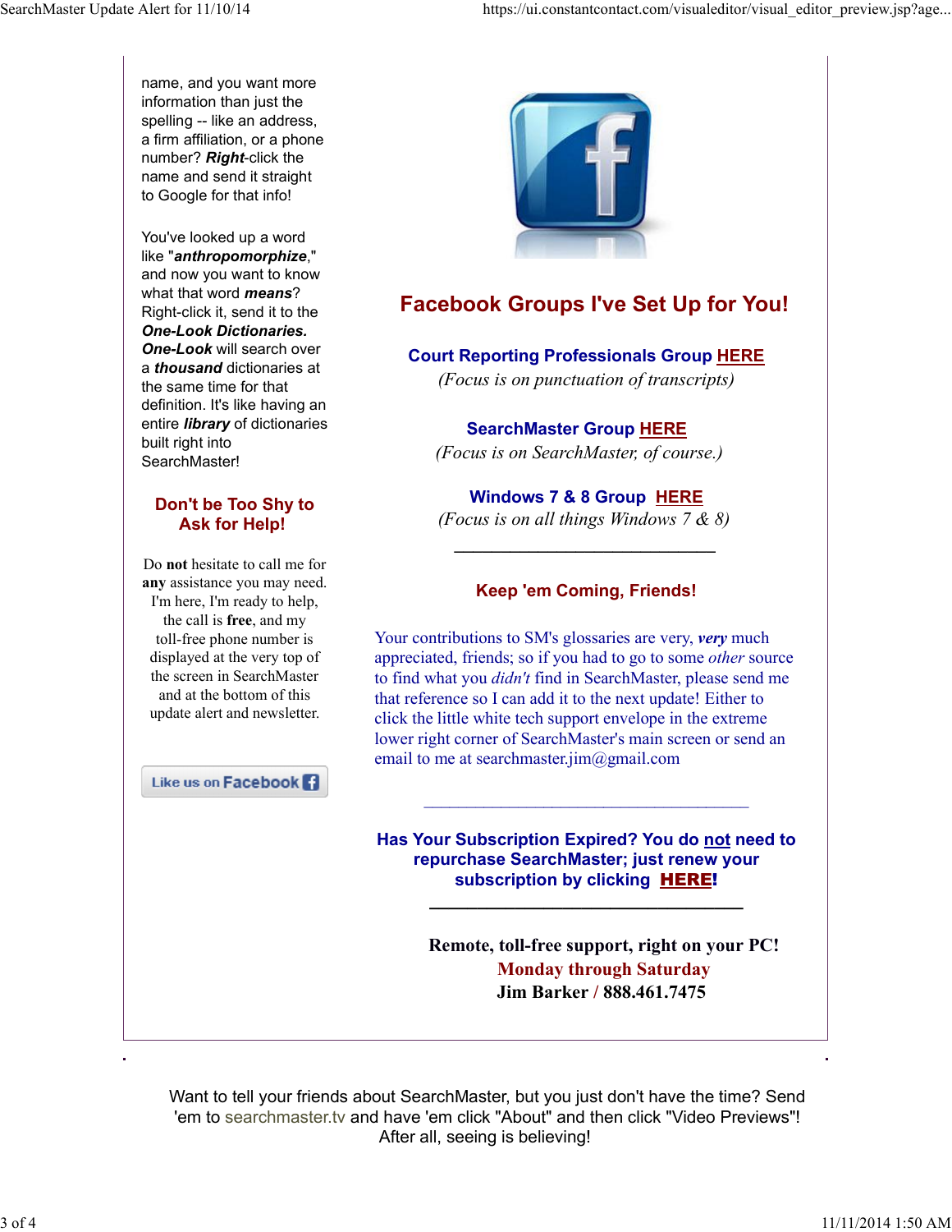name, and you want more information than just the spelling -- like an address, a firm affiliation, or a phone number? ***Right***-click the name and send it straight to Google for that info!

You've looked up a word like "***anthropomorphize***," and now you want to know what that word ***means***? Right-click it, send it to the ***One-Look Dictionaries. One-Look*** will search over a ***thousand*** dictionaries at the same time for that definition. It's like having an entire ***library*** of dictionaries built right into SearchMaster!

### Don't be Too Shy to Ask for Help!

Do **not** hesitate to call me for **any** assistance you may need. I'm here, I'm ready to help, the call is **free**, and my toll-free phone number is displayed at the very top of the screen in SearchMaster and at the bottom of this update alert and newsletter.

Like us on Facebook

## Facebook Groups I've Set Up for You!

**Court Reporting Professionals Group HERE**
*(Focus is on punctuation of transcripts)*

**SearchMaster Group HERE**
*(Focus is on SearchMaster, of course.)*

**Windows 7 & 8 Group HERE**
*(Focus is on all things Windows 7 & 8)*

---

### Keep 'em Coming, Friends!

Your contributions to SM's glossaries are very, ***very*** much appreciated, friends; so if you had to go to some *other* source to find what you *didn't* find in SearchMaster, please send me that reference so I can add it to the next update! Either to click the little white tech support envelope in the extreme lower right corner of SearchMaster's main screen or send an email to me at searchmaster.jim@gmail.com

---

**Has Your Subscription Expired? You do not need to repurchase SearchMaster; just renew your subscription by clicking HERE!**

---

**Remote, toll-free support, right on your PC!**
**Monday through Saturday**
**Jim Barker / 888.461.7475**

Want to tell your friends about SearchMaster, but you just don't have the time? Send 'em to searchmaster.tv and have 'em click "About" and then click "Video Previews"! After all, seeing is believing!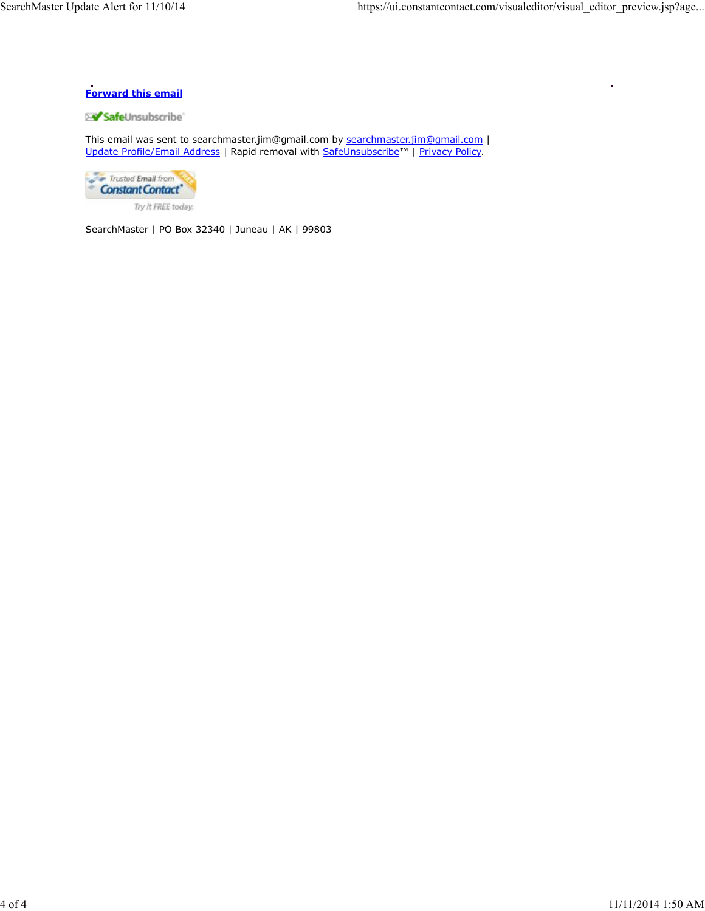**Forward this email**

SafeUnsubscribe

This email was sent to searchmaster.jim@gmail.com by searchmaster.jim@gmail.com |
Update Profile/Email Address | Rapid removal with SafeUnsubscribe™ | Privacy Policy.

Trusted Email from Constant Contact
Try it FREE today.

SearchMaster | PO Box 32340 | Juneau | AK | 99803